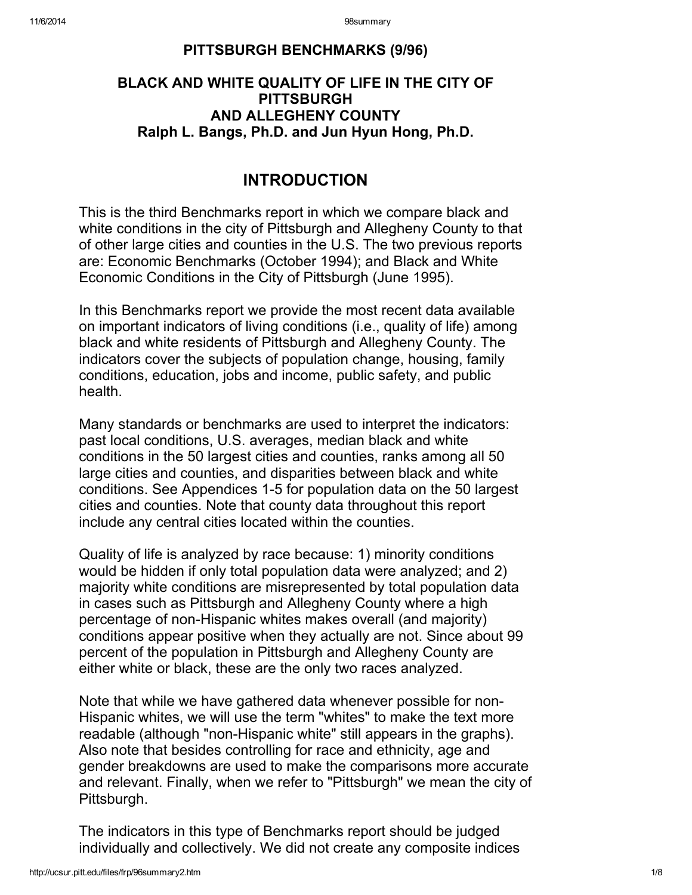# PITTSBURGH BENCHMARKS (9/96)

## BLACK AND WHITE QUALITY OF LIFE IN THE CITY OF PITTSBURGH AND ALLEGHENY COUNTY

**Ralph L. Bangs, Ph.D. and Jun Hyun Hong, Ph.D.**

## INTRODUCTION

This is the third Benchmarks report in which we compare black and white conditions in the city of Pittsburgh and Allegheny County to that of other large cities and counties in the U.S. The two previous reports are: Economic Benchmarks (October 1994); and Black and White Economic Conditions in the City of Pittsburgh (June 1995).

In this Benchmarks report we provide the most recent data available on important indicators of living conditions (i.e., quality of life) among black and white residents of Pittsburgh and Allegheny County. The indicators cover the subjects of population change, housing, family conditions, education, jobs and income, public safety, and public health.

Many standards or benchmarks are used to interpret the indicators: past local conditions, U.S. averages, median black and white conditions in the 50 largest cities and counties, ranks among all 50 large cities and counties, and disparities between black and white conditions. See Appendices 1-5 for population data on the 50 largest cities and counties. Note that county data throughout this report include any central cities located within the counties.

Quality of life is analyzed by race because: 1) minority conditions would be hidden if only total population data were analyzed; and 2) majority white conditions are misrepresented by total population data in cases such as Pittsburgh and Allegheny County where a high percentage of non-Hispanic whites makes overall (and majority) conditions appear positive when they actually are not. Since about 99 percent of the population in Pittsburgh and Allegheny County are either white or black, these are the only two races analyzed.

Note that while we have gathered data whenever possible for non-Hispanic whites, we will use the term "whites" to make the text more readable (although "non-Hispanic white" still appears in the graphs). Also note that besides controlling for race and ethnicity, age and gender breakdowns are used to make the comparisons more accurate and relevant. Finally, when we refer to "Pittsburgh" we mean the city of Pittsburgh.

The indicators in this type of Benchmarks report should be judged individually and collectively. We did not create any composite indices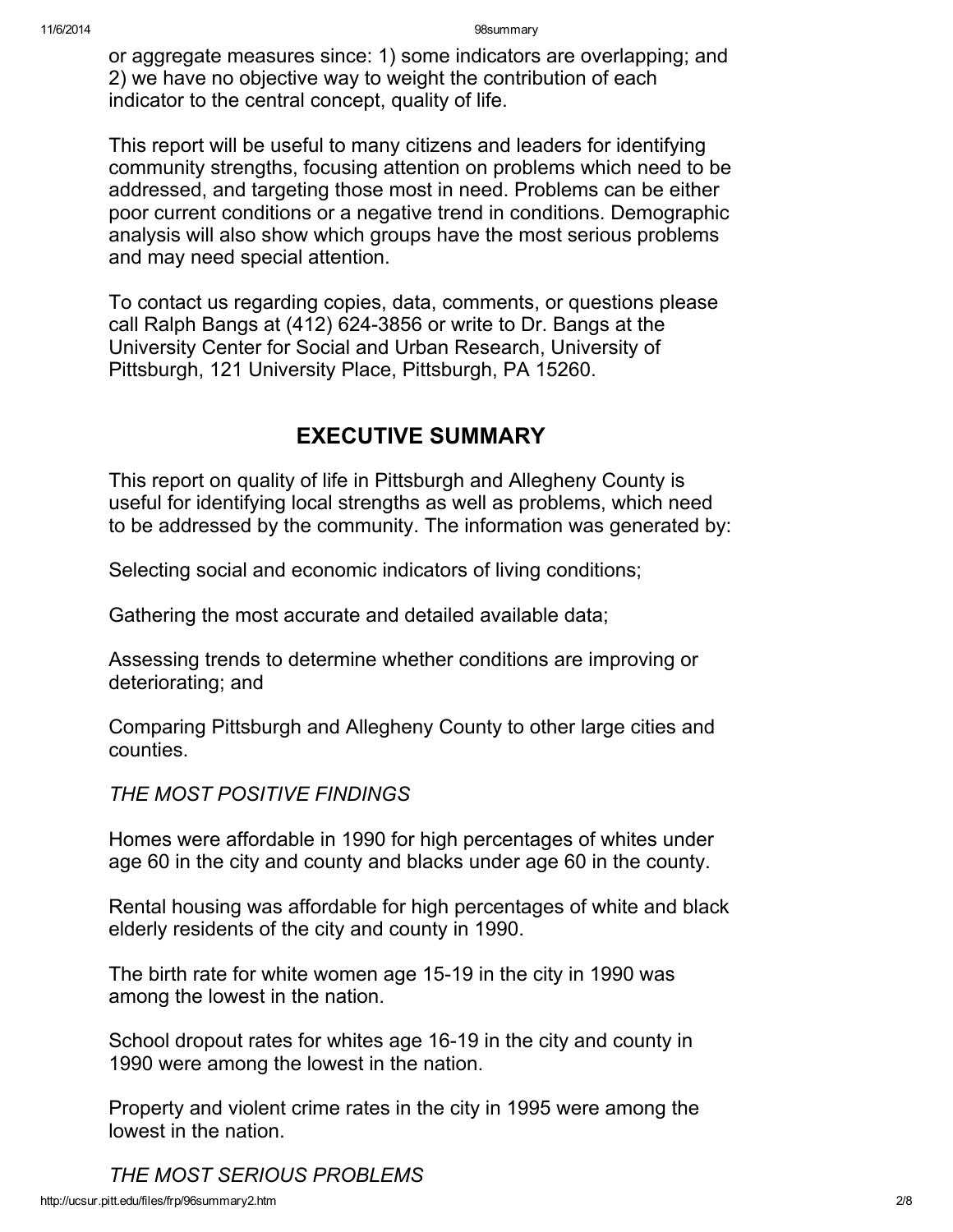or aggregate measures since: 1) some indicators are overlapping; and 2) we have no objective way to weight the contribution of each indicator to the central concept, quality of life.

This report will be useful to many citizens and leaders for identifying community strengths, focusing attention on problems which need to be addressed, and targeting those most in need. Problems can be either poor current conditions or a negative trend in conditions. Demographic analysis will also show which groups have the most serious problems and may need special attention.

To contact us regarding copies, data, comments, or questions please call Ralph Bangs at (412) 624-3856 or write to Dr. Bangs at the University Center for Social and Urban Research, University of Pittsburgh, 121 University Place, Pittsburgh, PA 15260.

## EXECUTIVE SUMMARY

This report on quality of life in Pittsburgh and Allegheny County is useful for identifying local strengths as well as problems, which need to be addressed by the community. The information was generated by:

Selecting social and economic indicators of living conditions;

Gathering the most accurate and detailed available data;

Assessing trends to determine whether conditions are improving or deteriorating; and

Comparing Pittsburgh and Allegheny County to other large cities and counties.

*THE MOST POSITIVE FINDINGS*

Homes were affordable in 1990 for high percentages of whites under age 60 in the city and county and blacks under age 60 in the county.

Rental housing was affordable for high percentages of white and black elderly residents of the city and county in 1990.

The birth rate for white women age 15-19 in the city in 1990 was among the lowest in the nation.

School dropout rates for whites age 16-19 in the city and county in 1990 were among the lowest in the nation.

Property and violent crime rates in the city in 1995 were among the lowest in the nation.

*THE MOST SERIOUS PROBLEMS*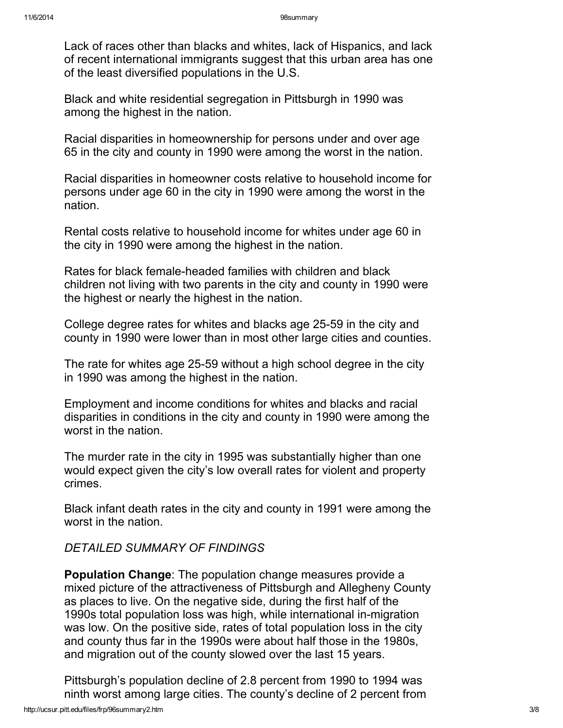Lack of races other than blacks and whites, lack of Hispanics, and lack of recent international immigrants suggest that this urban area has one of the least diversified populations in the U.S.

Black and white residential segregation in Pittsburgh in 1990 was among the highest in the nation.

Racial disparities in homeownership for persons under and over age 65 in the city and county in 1990 were among the worst in the nation.

Racial disparities in homeowner costs relative to household income for persons under age 60 in the city in 1990 were among the worst in the nation.

Rental costs relative to household income for whites under age 60 in the city in 1990 were among the highest in the nation.

Rates for black female-headed families with children and black children not living with two parents in the city and county in 1990 were the highest or nearly the highest in the nation.

College degree rates for whites and blacks age 25-59 in the city and county in 1990 were lower than in most other large cities and counties.

The rate for whites age 25-59 without a high school degree in the city in 1990 was among the highest in the nation.

Employment and income conditions for whites and blacks and racial disparities in conditions in the city and county in 1990 were among the worst in the nation.

The murder rate in the city in 1995 was substantially higher than one would expect given the city's low overall rates for violent and property crimes.

Black infant death rates in the city and county in 1991 were among the worst in the nation.

*DETAILED SUMMARY OF FINDINGS*

**Population Change**: The population change measures provide a mixed picture of the attractiveness of Pittsburgh and Allegheny County as places to live. On the negative side, during the first half of the 1990s total population loss was high, while international in-migration was low. On the positive side, rates of total population loss in the city and county thus far in the 1990s were about half those in the 1980s, and migration out of the county slowed over the last 15 years.

Pittsburgh's population decline of 2.8 percent from 1990 to 1994 was ninth worst among large cities. The county's decline of 2 percent from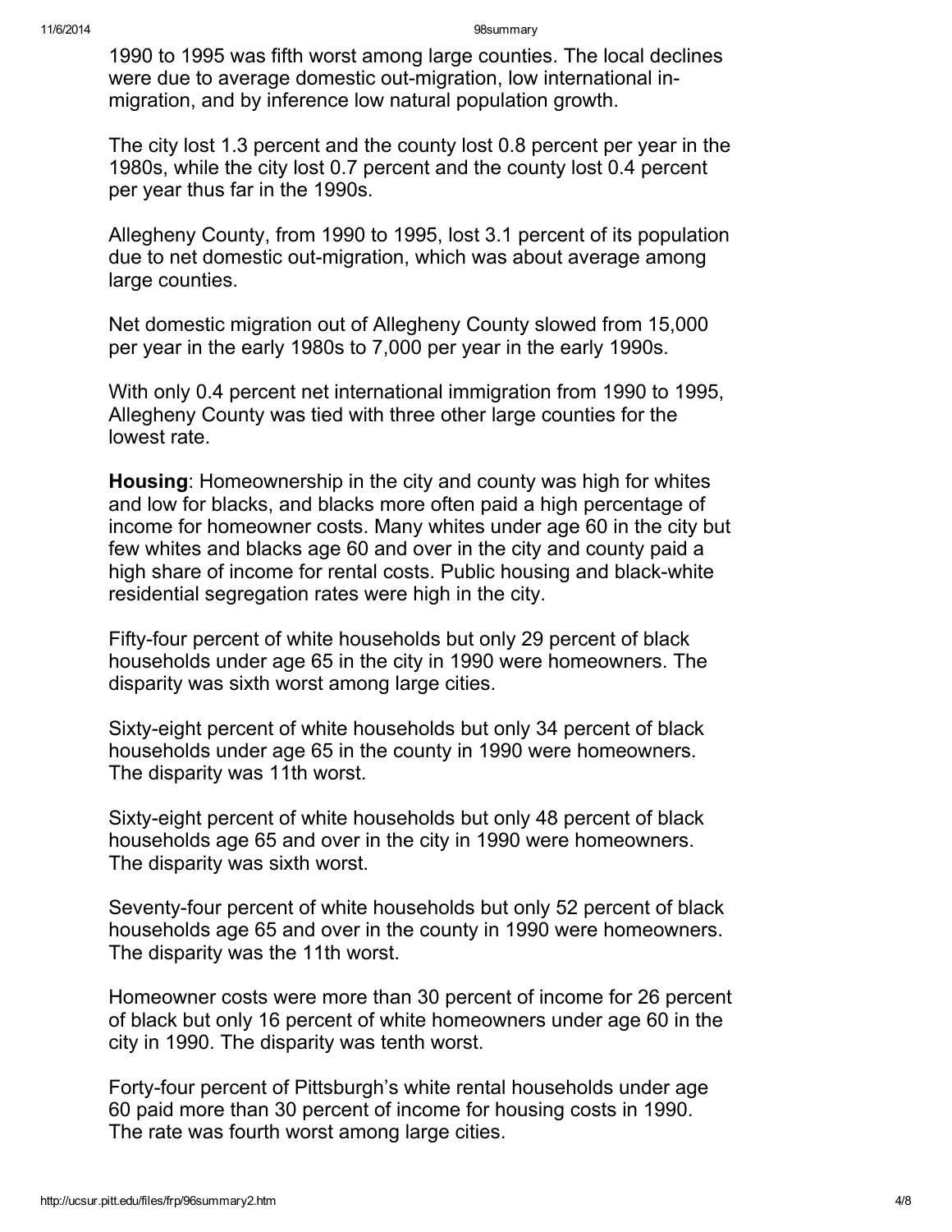1990 to 1995 was fifth worst among large counties. The local declines were due to average domestic out-migration, low international in-migration, and by inference low natural population growth.

The city lost 1.3 percent and the county lost 0.8 percent per year in the 1980s, while the city lost 0.7 percent and the county lost 0.4 percent per year thus far in the 1990s.

Allegheny County, from 1990 to 1995, lost 3.1 percent of its population due to net domestic out-migration, which was about average among large counties.

Net domestic migration out of Allegheny County slowed from 15,000 per year in the early 1980s to 7,000 per year in the early 1990s.

With only 0.4 percent net international immigration from 1990 to 1995, Allegheny County was tied with three other large counties for the lowest rate.

**Housing**: Homeownership in the city and county was high for whites and low for blacks, and blacks more often paid a high percentage of income for homeowner costs. Many whites under age 60 in the city but few whites and blacks age 60 and over in the city and county paid a high share of income for rental costs. Public housing and black-white residential segregation rates were high in the city.

Fifty-four percent of white households but only 29 percent of black households under age 65 in the city in 1990 were homeowners. The disparity was sixth worst among large cities.

Sixty-eight percent of white households but only 34 percent of black households under age 65 in the county in 1990 were homeowners. The disparity was 11th worst.

Sixty-eight percent of white households but only 48 percent of black households age 65 and over in the city in 1990 were homeowners. The disparity was sixth worst.

Seventy-four percent of white households but only 52 percent of black households age 65 and over in the county in 1990 were homeowners. The disparity was the 11th worst.

Homeowner costs were more than 30 percent of income for 26 percent of black but only 16 percent of white homeowners under age 60 in the city in 1990. The disparity was tenth worst.

Forty-four percent of Pittsburgh's white rental households under age 60 paid more than 30 percent of income for housing costs in 1990. The rate was fourth worst among large cities.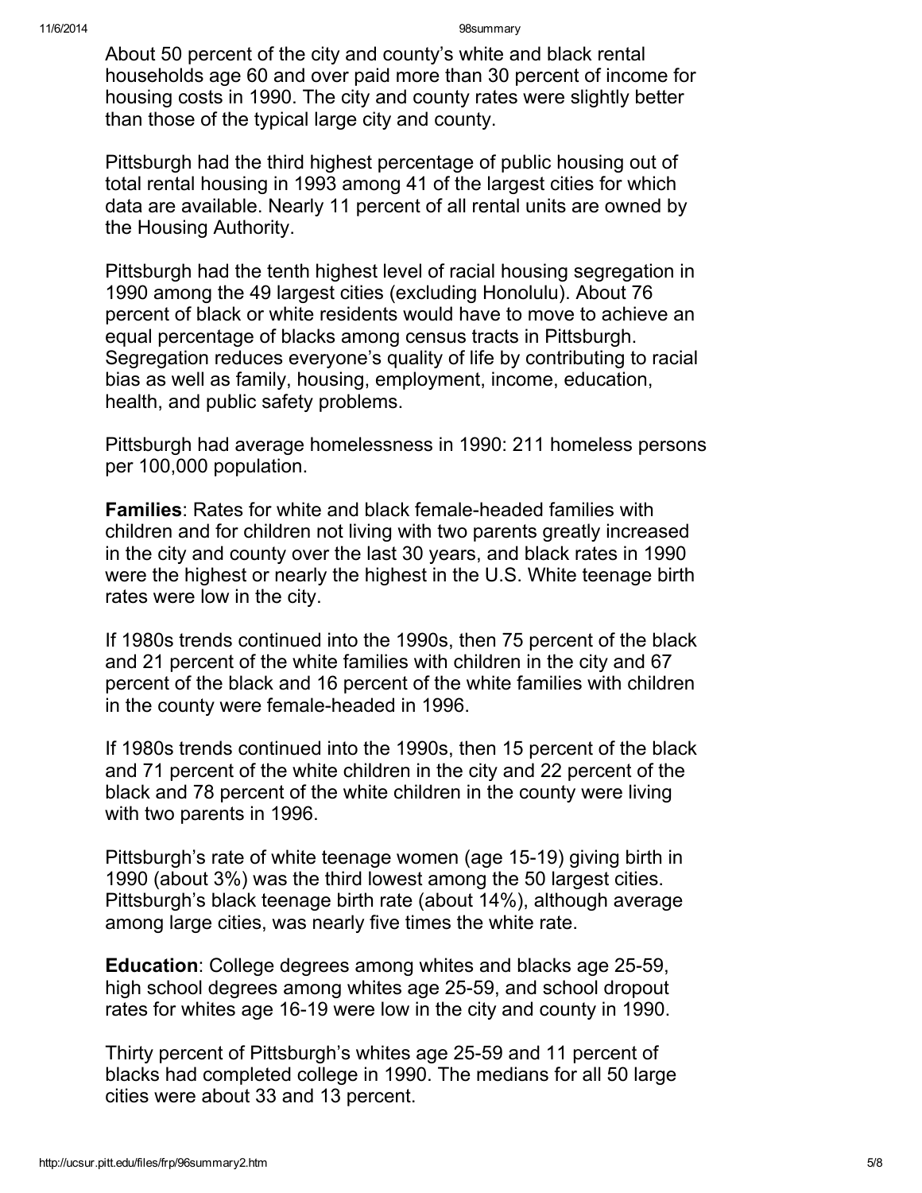About 50 percent of the city and county's white and black rental households age 60 and over paid more than 30 percent of income for housing costs in 1990. The city and county rates were slightly better than those of the typical large city and county.

Pittsburgh had the third highest percentage of public housing out of total rental housing in 1993 among 41 of the largest cities for which data are available. Nearly 11 percent of all rental units are owned by the Housing Authority.

Pittsburgh had the tenth highest level of racial housing segregation in 1990 among the 49 largest cities (excluding Honolulu). About 76 percent of black or white residents would have to move to achieve an equal percentage of blacks among census tracts in Pittsburgh. Segregation reduces everyone's quality of life by contributing to racial bias as well as family, housing, employment, income, education, health, and public safety problems.

Pittsburgh had average homelessness in 1990: 211 homeless persons per 100,000 population.

**Families**: Rates for white and black female-headed families with children and for children not living with two parents greatly increased in the city and county over the last 30 years, and black rates in 1990 were the highest or nearly the highest in the U.S. White teenage birth rates were low in the city.

If 1980s trends continued into the 1990s, then 75 percent of the black and 21 percent of the white families with children in the city and 67 percent of the black and 16 percent of the white families with children in the county were female-headed in 1996.

If 1980s trends continued into the 1990s, then 15 percent of the black and 71 percent of the white children in the city and 22 percent of the black and 78 percent of the white children in the county were living with two parents in 1996.

Pittsburgh's rate of white teenage women (age 15-19) giving birth in 1990 (about 3%) was the third lowest among the 50 largest cities. Pittsburgh's black teenage birth rate (about 14%), although average among large cities, was nearly five times the white rate.

**Education**: College degrees among whites and blacks age 25-59, high school degrees among whites age 25-59, and school dropout rates for whites age 16-19 were low in the city and county in 1990.

Thirty percent of Pittsburgh's whites age 25-59 and 11 percent of blacks had completed college in 1990. The medians for all 50 large cities were about 33 and 13 percent.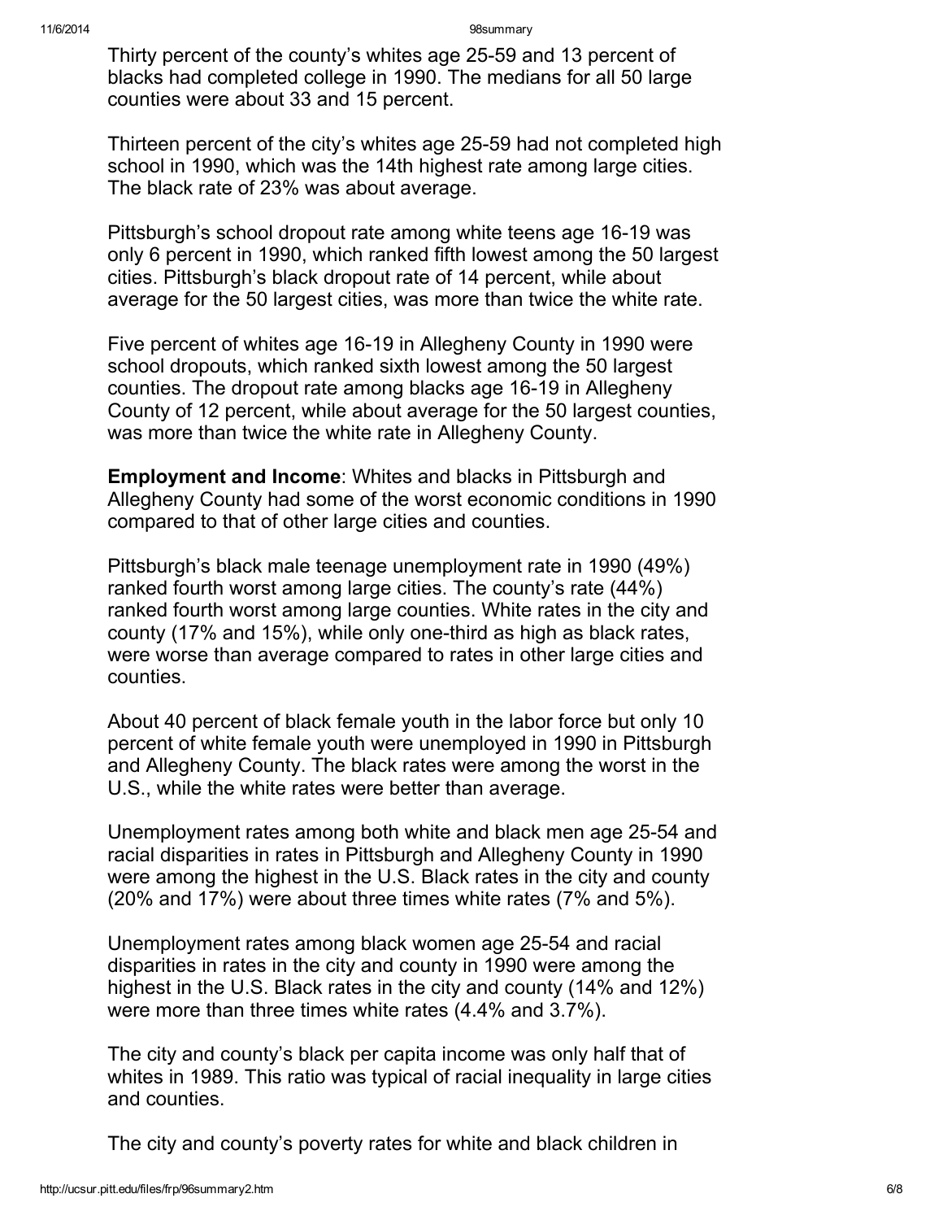Thirty percent of the county's whites age 25-59 and 13 percent of blacks had completed college in 1990. The medians for all 50 large counties were about 33 and 15 percent.

Thirteen percent of the city's whites age 25-59 had not completed high school in 1990, which was the 14th highest rate among large cities. The black rate of 23% was about average.

Pittsburgh's school dropout rate among white teens age 16-19 was only 6 percent in 1990, which ranked fifth lowest among the 50 largest cities. Pittsburgh's black dropout rate of 14 percent, while about average for the 50 largest cities, was more than twice the white rate.

Five percent of whites age 16-19 in Allegheny County in 1990 were school dropouts, which ranked sixth lowest among the 50 largest counties. The dropout rate among blacks age 16-19 in Allegheny County of 12 percent, while about average for the 50 largest counties, was more than twice the white rate in Allegheny County.

**Employment and Income**: Whites and blacks in Pittsburgh and Allegheny County had some of the worst economic conditions in 1990 compared to that of other large cities and counties.

Pittsburgh's black male teenage unemployment rate in 1990 (49%) ranked fourth worst among large cities. The county's rate (44%) ranked fourth worst among large counties. White rates in the city and county (17% and 15%), while only one-third as high as black rates, were worse than average compared to rates in other large cities and counties.

About 40 percent of black female youth in the labor force but only 10 percent of white female youth were unemployed in 1990 in Pittsburgh and Allegheny County. The black rates were among the worst in the U.S., while the white rates were better than average.

Unemployment rates among both white and black men age 25-54 and racial disparities in rates in Pittsburgh and Allegheny County in 1990 were among the highest in the U.S. Black rates in the city and county (20% and 17%) were about three times white rates (7% and 5%).

Unemployment rates among black women age 25-54 and racial disparities in rates in the city and county in 1990 were among the highest in the U.S. Black rates in the city and county (14% and 12%) were more than three times white rates (4.4% and 3.7%).

The city and county's black per capita income was only half that of whites in 1989. This ratio was typical of racial inequality in large cities and counties.

The city and county's poverty rates for white and black children in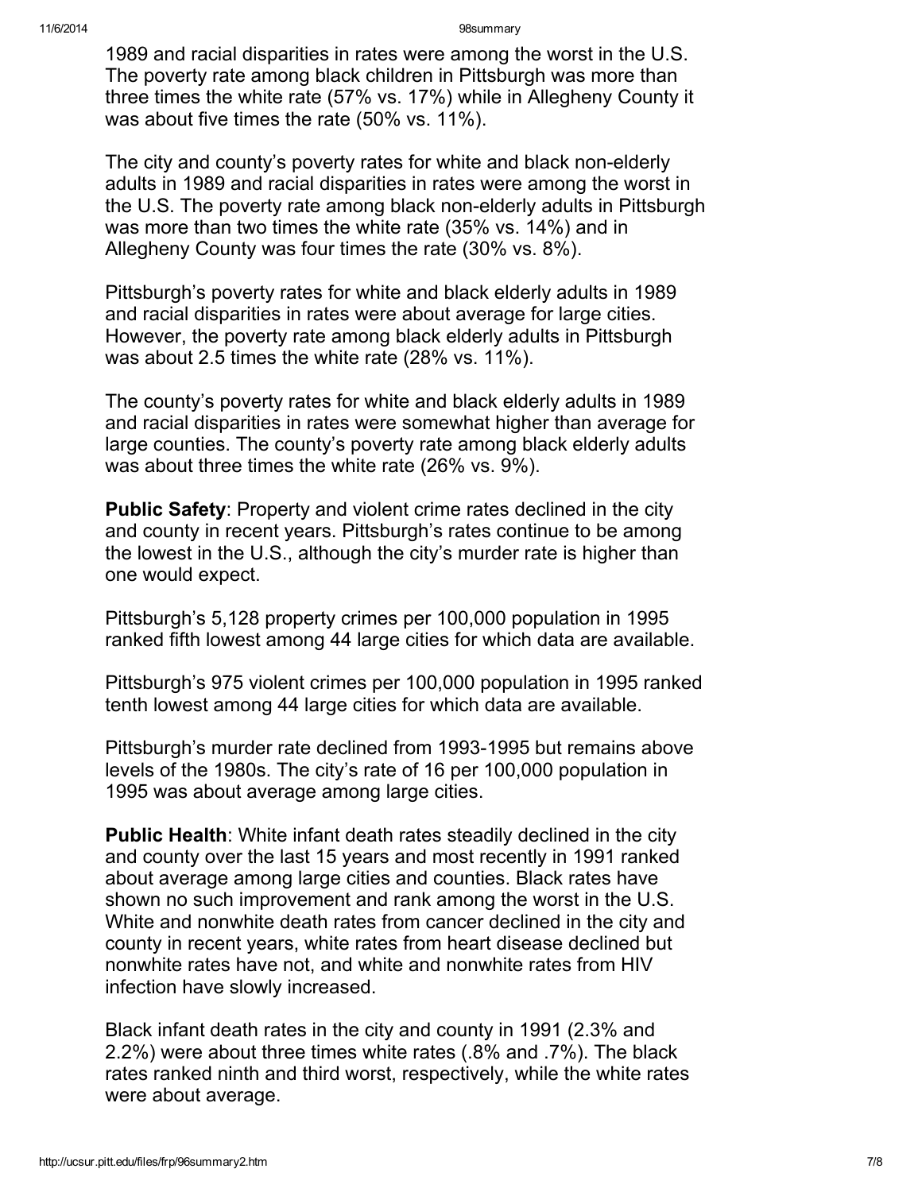1989 and racial disparities in rates were among the worst in the U.S. The poverty rate among black children in Pittsburgh was more than three times the white rate (57% vs. 17%) while in Allegheny County it was about five times the rate (50% vs. 11%).

The city and county's poverty rates for white and black non-elderly adults in 1989 and racial disparities in rates were among the worst in the U.S. The poverty rate among black non-elderly adults in Pittsburgh was more than two times the white rate (35% vs. 14%) and in Allegheny County was four times the rate (30% vs. 8%).

Pittsburgh's poverty rates for white and black elderly adults in 1989 and racial disparities in rates were about average for large cities. However, the poverty rate among black elderly adults in Pittsburgh was about 2.5 times the white rate (28% vs. 11%).

The county's poverty rates for white and black elderly adults in 1989 and racial disparities in rates were somewhat higher than average for large counties. The county's poverty rate among black elderly adults was about three times the white rate (26% vs. 9%).

**Public Safety**: Property and violent crime rates declined in the city and county in recent years. Pittsburgh's rates continue to be among the lowest in the U.S., although the city's murder rate is higher than one would expect.

Pittsburgh's 5,128 property crimes per 100,000 population in 1995 ranked fifth lowest among 44 large cities for which data are available.

Pittsburgh's 975 violent crimes per 100,000 population in 1995 ranked tenth lowest among 44 large cities for which data are available.

Pittsburgh's murder rate declined from 1993-1995 but remains above levels of the 1980s. The city's rate of 16 per 100,000 population in 1995 was about average among large cities.

**Public Health**: White infant death rates steadily declined in the city and county over the last 15 years and most recently in 1991 ranked about average among large cities and counties. Black rates have shown no such improvement and rank among the worst in the U.S. White and nonwhite death rates from cancer declined in the city and county in recent years, white rates from heart disease declined but nonwhite rates have not, and white and nonwhite rates from HIV infection have slowly increased.

Black infant death rates in the city and county in 1991 (2.3% and 2.2%) were about three times white rates (.8% and .7%). The black rates ranked ninth and third worst, respectively, while the white rates were about average.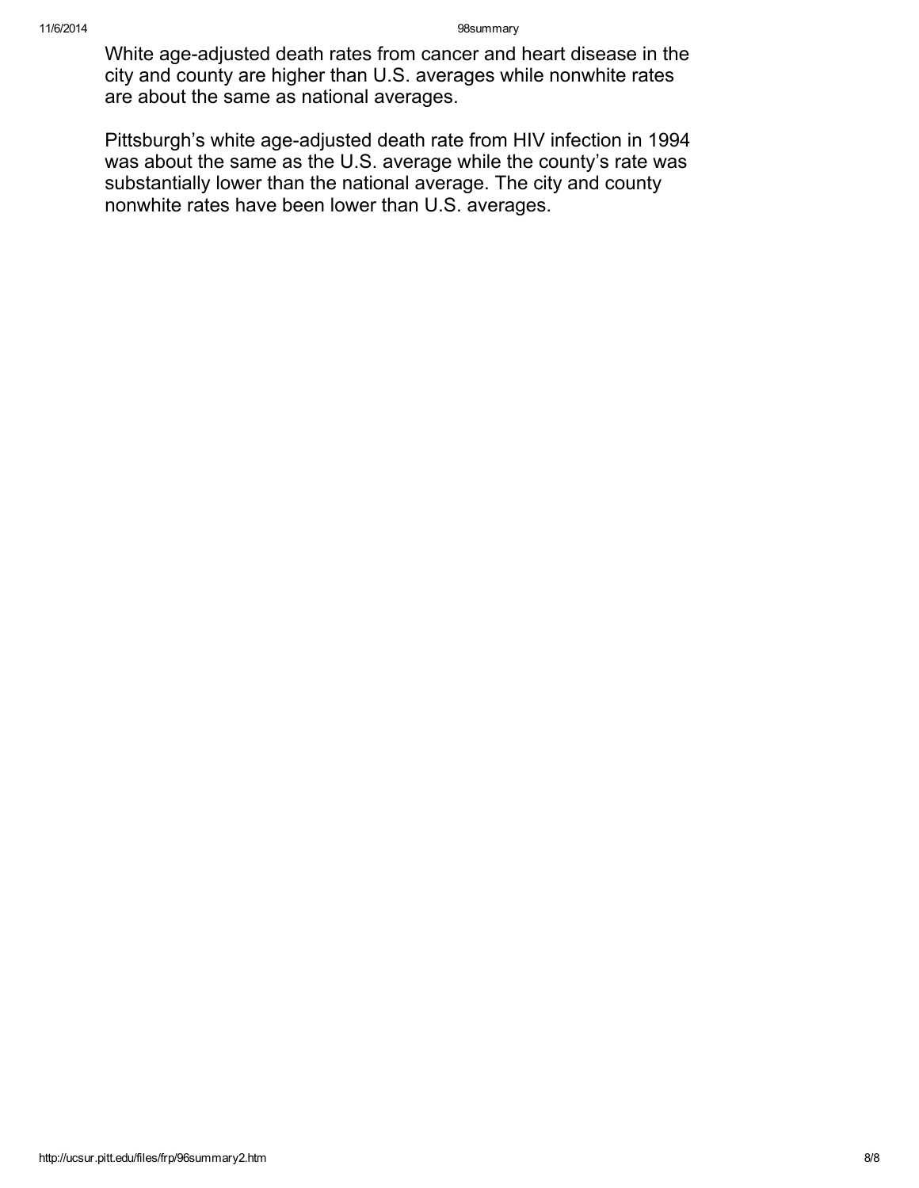White age-adjusted death rates from cancer and heart disease in the city and county are higher than U.S. averages while nonwhite rates are about the same as national averages.

Pittsburgh’s white age-adjusted death rate from HIV infection in 1994 was about the same as the U.S. average while the county’s rate was substantially lower than the national average. The city and county nonwhite rates have been lower than U.S. averages.